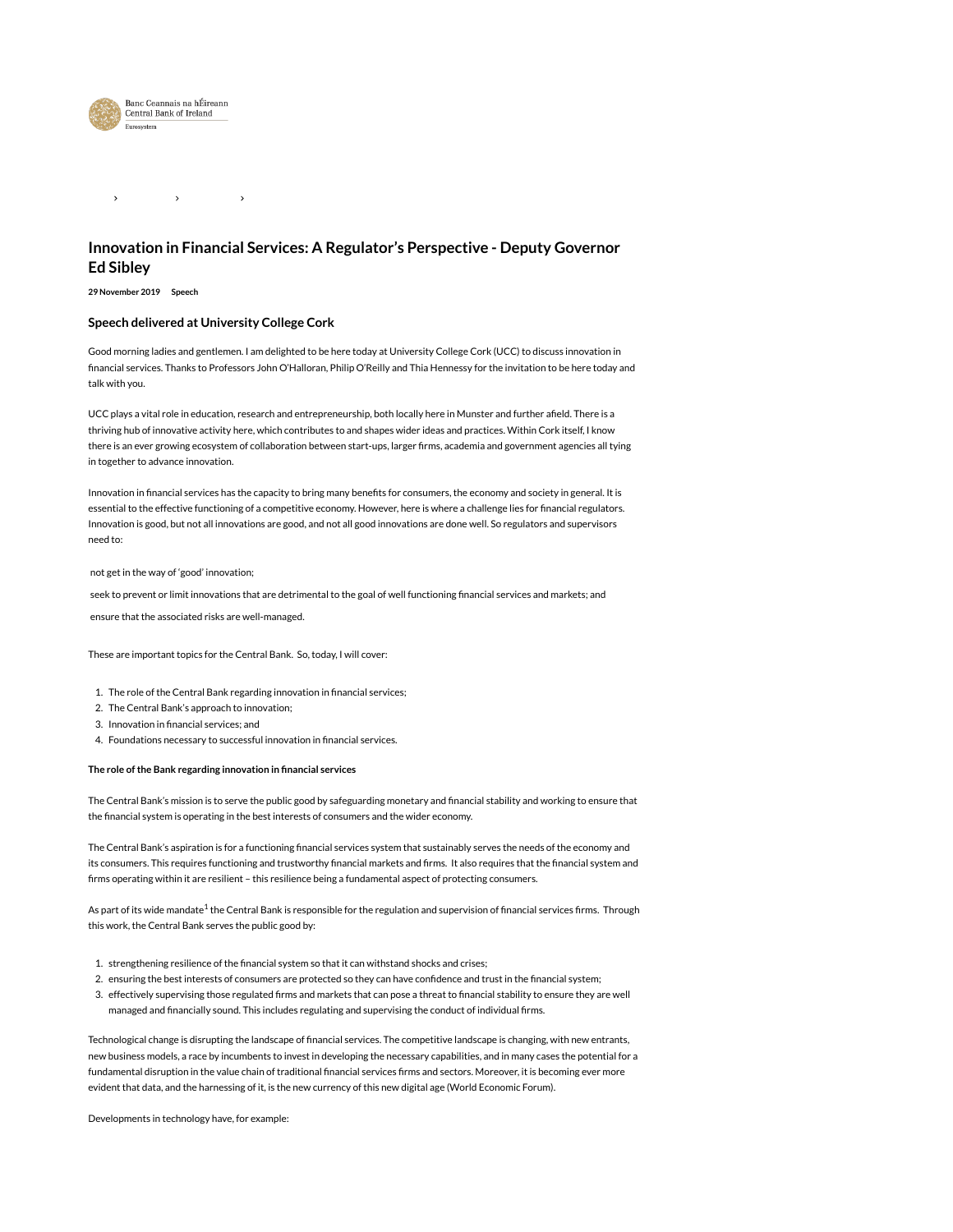# Innovation in Financial Services: A Regulator's Perspective - Deputy Governor Ed Sibley

**29 November 2019** **Speech**

## Speech delivered at University College Cork

Good morning ladies and gentlemen. I am delighted to be here today at University College Cork (UCC) to discuss innovation in financial services. Thanks to Professors John O'Halloran, Philip O'Reilly and Thia Hennessy for the invitation to be here today and talk with you.

UCC plays a vital role in education, research and entrepreneurship, both locally here in Munster and further afield. There is a thriving hub of innovative activity here, which contributes to and shapes wider ideas and practices. Within Cork itself, I know there is an ever growing ecosystem of collaboration between start-ups, larger firms, academia and government agencies all tying in together to advance innovation.

Innovation in financial services has the capacity to bring many benefits for consumers, the economy and society in general. It is essential to the effective functioning of a competitive economy. However, here is where a challenge lies for financial regulators. Innovation is good, but not all innovations are good, and not all good innovations are done well. So regulators and supervisors need to:

- not get in the way of 'good' innovation;
- seek to prevent or limit innovations that are detrimental to the goal of well functioning financial services and markets; and
- ensure that the associated risks are well-managed.

These are important topics for the Central Bank. So, today, I will cover:

1. The role of the Central Bank regarding innovation in financial services;
2. The Central Bank's approach to innovation;
3. Innovation in financial services; and
4. Foundations necessary to successful innovation in financial services.

**The role of the Bank regarding innovation in financial services**

The Central Bank's mission is to serve the public good by safeguarding monetary and financial stability and working to ensure that the financial system is operating in the best interests of consumers and the wider economy.

The Central Bank's aspiration is for a functioning financial services system that sustainably serves the needs of the economy and its consumers. This requires functioning and trustworthy financial markets and firms. It also requires that the financial system and firms operating within it are resilient – this resilience being a fundamental aspect of protecting consumers.

As part of its wide mandate[1] the Central Bank is responsible for the regulation and supervision of financial services firms. Through this work, the Central Bank serves the public good by:

1. strengthening resilience of the financial system so that it can withstand shocks and crises;
2. ensuring the best interests of consumers are protected so they can have confidence and trust in the financial system;
3. effectively supervising those regulated firms and markets that can pose a threat to financial stability to ensure they are well managed and financially sound. This includes regulating and supervising the conduct of individual firms.

Technological change is disrupting the landscape of financial services. The competitive landscape is changing, with new entrants, new business models, a race by incumbents to invest in developing the necessary capabilities, and in many cases the potential for a fundamental disruption in the value chain of traditional financial services firms and sectors. Moreover, it is becoming ever more evident that data, and the harnessing of it, is the new currency of this new digital age (World Economic Forum).

Developments in technology have, for example: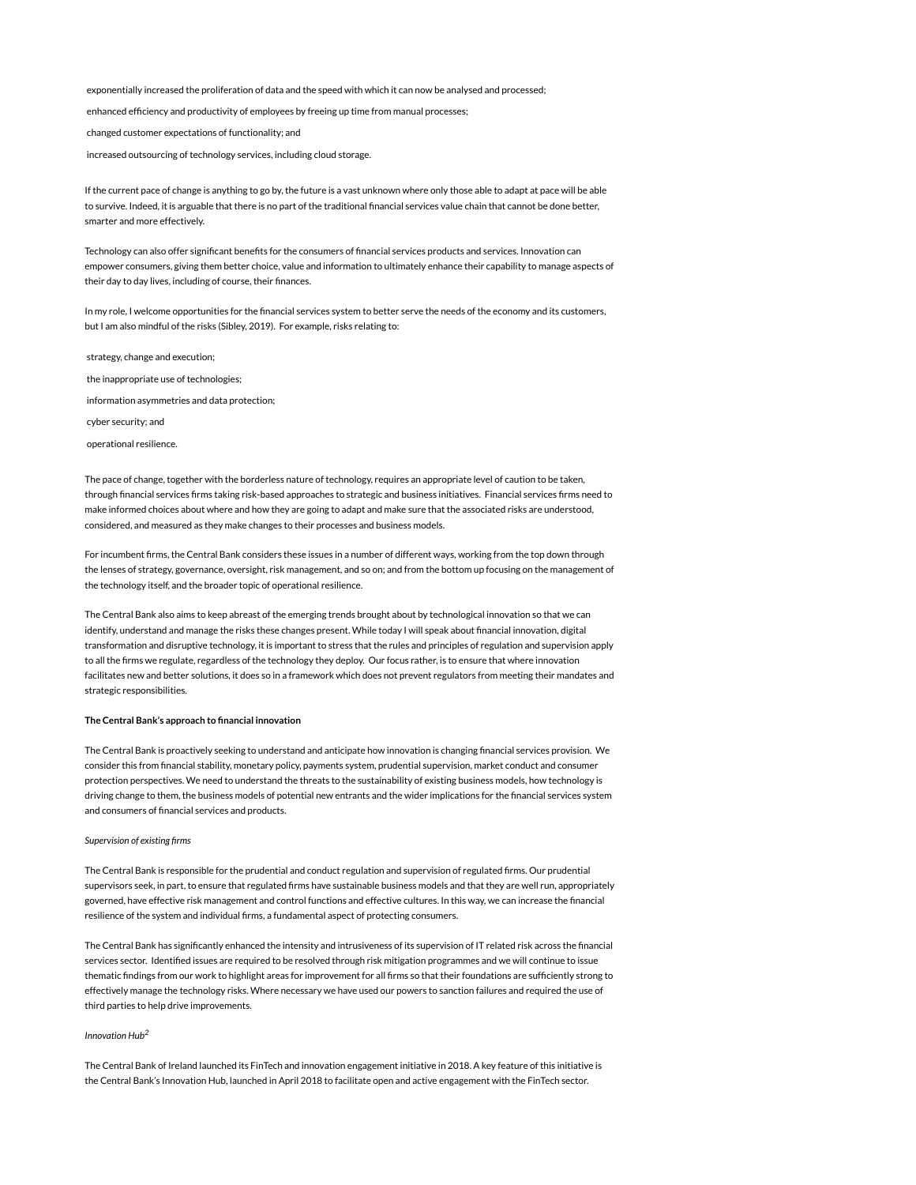- exponentially increased the proliferation of data and the speed with which it can now be analysed and processed;
- enhanced efficiency and productivity of employees by freeing up time from manual processes;
- changed customer expectations of functionality; and
- increased outsourcing of technology services, including cloud storage.

If the current pace of change is anything to go by, the future is a vast unknown where only those able to adapt at pace will be able to survive. Indeed, it is arguable that there is no part of the traditional financial services value chain that cannot be done better, smarter and more effectively.

Technology can also offer significant benefits for the consumers of financial services products and services. Innovation can empower consumers, giving them better choice, value and information to ultimately enhance their capability to manage aspects of their day to day lives, including of course, their finances.

In my role, I welcome opportunities for the financial services system to better serve the needs of the economy and its customers, but I am also mindful of the risks (Sibley, 2019). For example, risks relating to:

- strategy, change and execution;
- the inappropriate use of technologies;
- information asymmetries and data protection;
- cyber security; and
- operational resilience.

The pace of change, together with the borderless nature of technology, requires an appropriate level of caution to be taken, through financial services firms taking risk-based approaches to strategic and business initiatives. Financial services firms need to make informed choices about where and how they are going to adapt and make sure that the associated risks are understood, considered, and measured as they make changes to their processes and business models.

For incumbent firms, the Central Bank considers these issues in a number of different ways, working from the top down through the lenses of strategy, governance, oversight, risk management, and so on; and from the bottom up focusing on the management of the technology itself, and the broader topic of operational resilience.

The Central Bank also aims to keep abreast of the emerging trends brought about by technological innovation so that we can identify, understand and manage the risks these changes present. While today I will speak about financial innovation, digital transformation and disruptive technology, it is important to stress that the rules and principles of regulation and supervision apply to all the firms we regulate, regardless of the technology they deploy. Our focus rather, is to ensure that where innovation facilitates new and better solutions, it does so in a framework which does not prevent regulators from meeting their mandates and strategic responsibilities.

**The Central Bank's approach to financial innovation**

The Central Bank is proactively seeking to understand and anticipate how innovation is changing financial services provision. We consider this from financial stability, monetary policy, payments system, prudential supervision, market conduct and consumer protection perspectives. We need to understand the threats to the sustainability of existing business models, how technology is driving change to them, the business models of potential new entrants and the wider implications for the financial services system and consumers of financial services and products.

*Supervision of existing firms*

The Central Bank is responsible for the prudential and conduct regulation and supervision of regulated firms. Our prudential supervisors seek, in part, to ensure that regulated firms have sustainable business models and that they are well run, appropriately governed, have effective risk management and control functions and effective cultures. In this way, we can increase the financial resilience of the system and individual firms, a fundamental aspect of protecting consumers.

The Central Bank has significantly enhanced the intensity and intrusiveness of its supervision of IT related risk across the financial services sector. Identified issues are required to be resolved through risk mitigation programmes and we will continue to issue thematic findings from our work to highlight areas for improvement for all firms so that their foundations are sufficiently strong to effectively manage the technology risks. Where necessary we have used our powers to sanction failures and required the use of third parties to help drive improvements.

*Innovation Hub*[2]

The Central Bank of Ireland launched its FinTech and innovation engagement initiative in 2018. A key feature of this initiative is the Central Bank's Innovation Hub, launched in April 2018 to facilitate open and active engagement with the FinTech sector.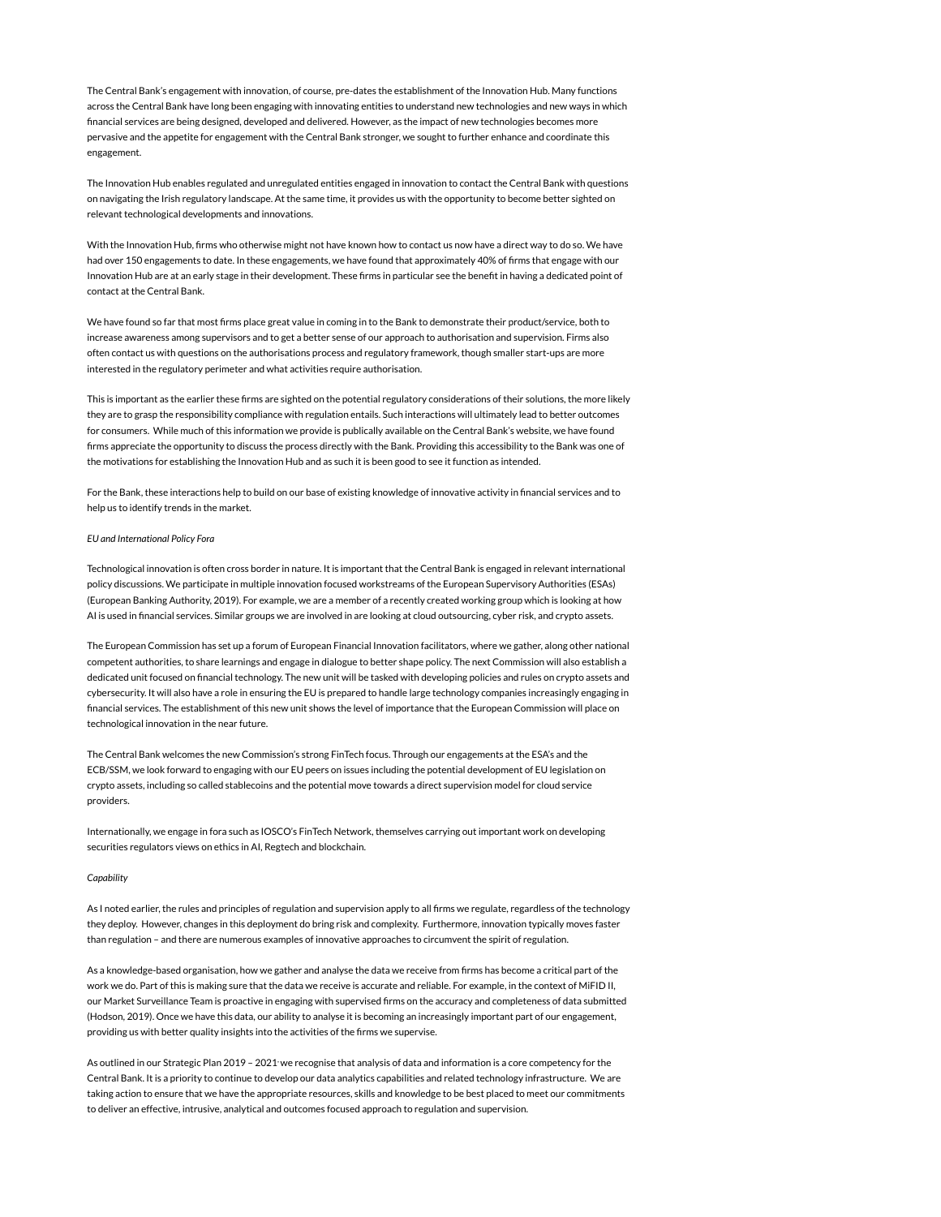The Central Bank's engagement with innovation, of course, pre-dates the establishment of the Innovation Hub. Many functions across the Central Bank have long been engaging with innovating entities to understand new technologies and new ways in which financial services are being designed, developed and delivered. However, as the impact of new technologies becomes more pervasive and the appetite for engagement with the Central Bank stronger, we sought to further enhance and coordinate this engagement.

The Innovation Hub enables regulated and unregulated entities engaged in innovation to contact the Central Bank with questions on navigating the Irish regulatory landscape. At the same time, it provides us with the opportunity to become better sighted on relevant technological developments and innovations.

With the Innovation Hub, firms who otherwise might not have known how to contact us now have a direct way to do so. We have had over 150 engagements to date. In these engagements, we have found that approximately 40% of firms that engage with our Innovation Hub are at an early stage in their development. These firms in particular see the benefit in having a dedicated point of contact at the Central Bank.

We have found so far that most firms place great value in coming in to the Bank to demonstrate their product/service, both to increase awareness among supervisors and to get a better sense of our approach to authorisation and supervision. Firms also often contact us with questions on the authorisations process and regulatory framework, though smaller start-ups are more interested in the regulatory perimeter and what activities require authorisation.

This is important as the earlier these firms are sighted on the potential regulatory considerations of their solutions, the more likely they are to grasp the responsibility compliance with regulation entails. Such interactions will ultimately lead to better outcomes for consumers. While much of this information we provide is publically available on the Central Bank's website, we have found firms appreciate the opportunity to discuss the process directly with the Bank. Providing this accessibility to the Bank was one of the motivations for establishing the Innovation Hub and as such it is been good to see it function as intended.

For the Bank, these interactions help to build on our base of existing knowledge of innovative activity in financial services and to help us to identify trends in the market.

*EU and International Policy Fora*

Technological innovation is often cross border in nature. It is important that the Central Bank is engaged in relevant international policy discussions. We participate in multiple innovation focused workstreams of the European Supervisory Authorities (ESAs) (European Banking Authority, 2019). For example, we are a member of a recently created working group which is looking at how AI is used in financial services. Similar groups we are involved in are looking at cloud outsourcing, cyber risk, and crypto assets.

The European Commission has set up a forum of European Financial Innovation facilitators, where we gather, along other national competent authorities, to share learnings and engage in dialogue to better shape policy. The next Commission will also establish a dedicated unit focused on financial technology. The new unit will be tasked with developing policies and rules on crypto assets and cybersecurity. It will also have a role in ensuring the EU is prepared to handle large technology companies increasingly engaging in financial services. The establishment of this new unit shows the level of importance that the European Commission will place on technological innovation in the near future.

The Central Bank welcomes the new Commission's strong FinTech focus. Through our engagements at the ESA's and the ECB/SSM, we look forward to engaging with our EU peers on issues including the potential development of EU legislation on crypto assets, including so called stablecoins and the potential move towards a direct supervision model for cloud service providers.

Internationally, we engage in fora such as IOSCO's FinTech Network, themselves carrying out important work on developing securities regulators views on ethics in AI, Regtech and blockchain.

*Capability*

As I noted earlier, the rules and principles of regulation and supervision apply to all firms we regulate, regardless of the technology they deploy. However, changes in this deployment do bring risk and complexity. Furthermore, innovation typically moves faster than regulation – and there are numerous examples of innovative approaches to circumvent the spirit of regulation.

As a knowledge-based organisation, how we gather and analyse the data we receive from firms has become a critical part of the work we do. Part of this is making sure that the data we receive is accurate and reliable. For example, in the context of MiFID II, our Market Surveillance Team is proactive in engaging with supervised firms on the accuracy and completeness of data submitted (Hodson, 2019). Once we have this data, our ability to analyse it is becoming an increasingly important part of our engagement, providing us with better quality insights into the activities of the firms we supervise.

As outlined in our Strategic Plan 2019 – 2021 we recognise that analysis of data and information is a core competency for the Central Bank. It is a priority to continue to develop our data analytics capabilities and related technology infrastructure. We are taking action to ensure that we have the appropriate resources, skills and knowledge to be best placed to meet our commitments to deliver an effective, intrusive, analytical and outcomes focused approach to regulation and supervision.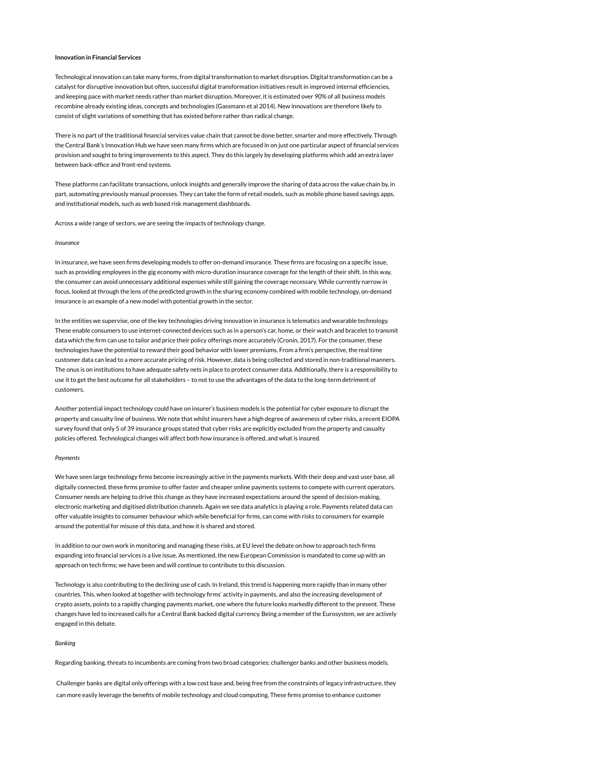**Innovation in Financial Services**

Technological innovation can take many forms, from digital transformation to market disruption. Digital transformation can be a catalyst for disruptive innovation but often, successful digital transformation initiatives result in improved internal efficiencies, and keeping pace with market needs rather than market disruption. Moreover, it is estimated over 90% of all business models recombine already existing ideas, concepts and technologies (Gassmann et al 2014). New innovations are therefore likely to consist of slight variations of something that has existed before rather than radical change.

There is no part of the traditional financial services value chain that cannot be done better, smarter and more effectively. Through the Central Bank's Innovation Hub we have seen many firms which are focused in on just one particular aspect of financial services provision and sought to bring improvements to this aspect. They do this largely by developing platforms which add an extra layer between back-office and front-end systems.

These platforms can facilitate transactions, unlock insights and generally improve the sharing of data across the value chain by, in part, automating previously manual processes. They can take the form of retail models, such as mobile phone based savings apps, and institutional models, such as web based risk management dashboards.

Across a wide range of sectors, we are seeing the impacts of technology change.

*Insurance*

In insurance, we have seen firms developing models to offer on-demand insurance. These firms are focusing on a specific issue, such as providing employees in the gig economy with micro-duration insurance coverage for the length of their shift. In this way, the consumer can avoid unnecessary additional expenses while still gaining the coverage necessary. While currently narrow in focus, looked at through the lens of the predicted growth in the sharing economy combined with mobile technology, on-demand insurance is an example of a new model with potential growth in the sector.

In the entities we supervise, one of the key technologies driving innovation in insurance is telematics and wearable technology. These enable consumers to use internet-connected devices such as in a person's car, home, or their watch and bracelet to transmit data which the firm can use to tailor and price their policy offerings more accurately (Cronin, 2017). For the consumer, these technologies have the potential to reward their good behavior with lower premiums. From a firm's perspective, the real time customer data can lead to a more accurate pricing of risk. However, data is being collected and stored in non-traditional manners. The onus is on institutions to have adequate safety nets in place to protect consumer data. Additionally, there is a responsibility to use it to get the best outcome for all stakeholders – to not to use the advantages of the data to the long-term detriment of customers.

Another potential impact technology could have on insurer's business models is the potential for cyber exposure to disrupt the property and casualty line of business. We note that whilst insurers have a high degree of awareness of cyber risks, a recent EIOPA survey found that only 5 of 39 insurance groups stated that cyber risks are explicitly excluded from the property and casualty policies offered. Technological changes will affect both how insurance is offered, and what is insured.

*Payments*

We have seen large technology firms become increasingly active in the payments markets. With their deep and vast user base, all digitally connected, these firms promise to offer faster and cheaper online payments systems to compete with current operators. Consumer needs are helping to drive this change as they have increased expectations around the speed of decision-making, electronic marketing and digitised distribution channels. Again we see data analytics is playing a role. Payments related data can offer valuable insights to consumer behaviour which while beneficial for firms, can come with risks to consumers for example around the potential for misuse of this data, and how it is shared and stored.

In addition to our own work in monitoring and managing these risks, at EU level the debate on how to approach tech firms expanding into financial services is a live issue. As mentioned, the new European Commission is mandated to come up with an approach on tech firms; we have been and will continue to contribute to this discussion.

Technology is also contributing to the declining use of cash. In Ireland, this trend is happening more rapidly than in many other countries. This, when looked at together with technology firms' activity in payments, and also the increasing development of crypto assets, points to a rapidly changing payments market, one where the future looks markedly different to the present. These changes have led to increased calls for a Central Bank backed digital currency. Being a member of the Eurosystem, we are actively engaged in this debate.

*Banking*

Regarding banking, threats to incumbents are coming from two broad categories: challenger banks and other business models.

Challenger banks are digital only offerings with a low cost base and, being free from the constraints of legacy infrastructure, they can more easily leverage the benefits of mobile technology and cloud computing. These firms promise to enhance customer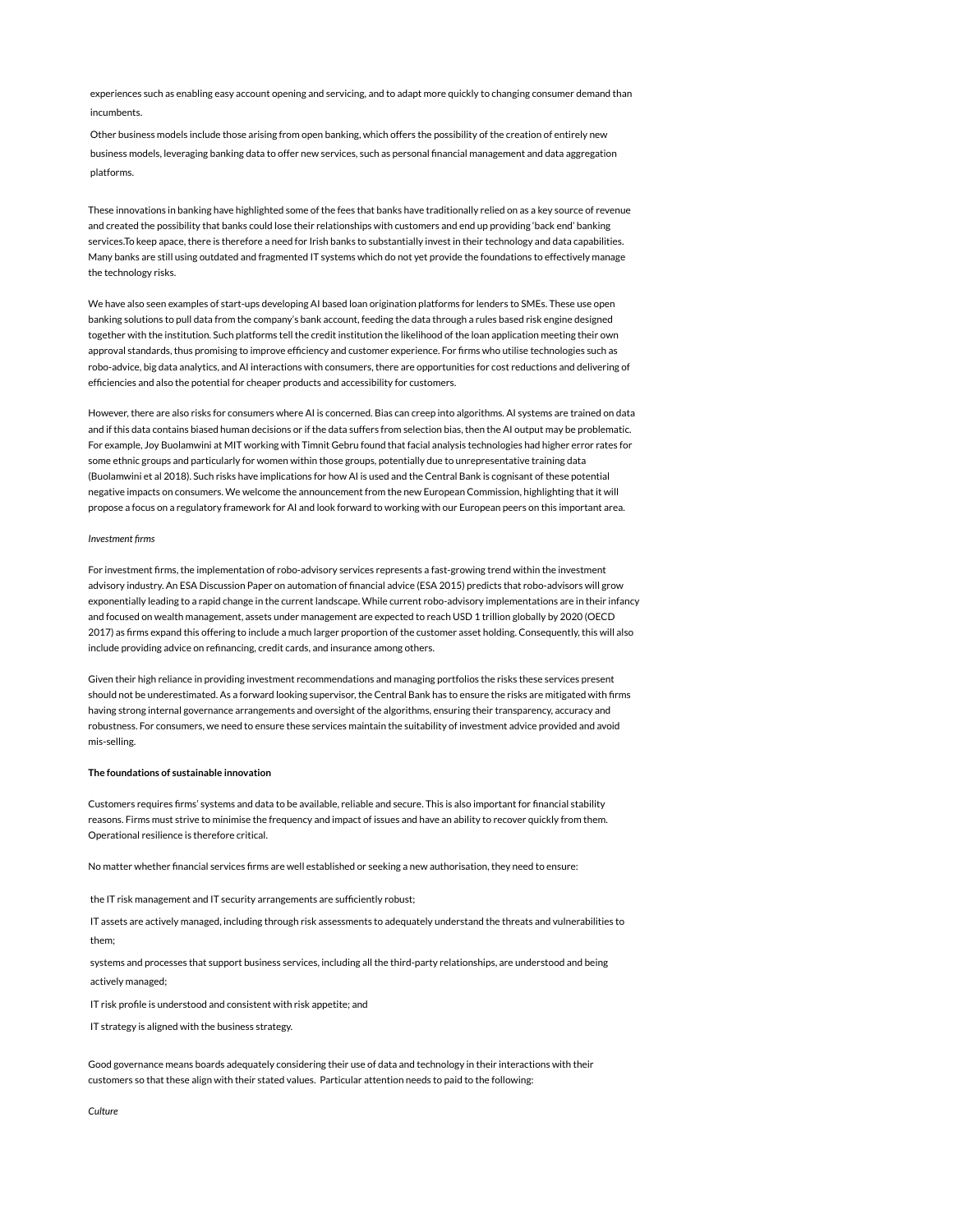experiences such as enabling easy account opening and servicing, and to adapt more quickly to changing consumer demand than incumbents.

Other business models include those arising from open banking, which offers the possibility of the creation of entirely new business models, leveraging banking data to offer new services, such as personal financial management and data aggregation platforms.

These innovations in banking have highlighted some of the fees that banks have traditionally relied on as a key source of revenue and created the possibility that banks could lose their relationships with customers and end up providing 'back end' banking services.To keep apace, there is therefore a need for Irish banks to substantially invest in their technology and data capabilities. Many banks are still using outdated and fragmented IT systems which do not yet provide the foundations to effectively manage the technology risks.

We have also seen examples of start-ups developing AI based loan origination platforms for lenders to SMEs. These use open banking solutions to pull data from the company's bank account, feeding the data through a rules based risk engine designed together with the institution. Such platforms tell the credit institution the likelihood of the loan application meeting their own approval standards, thus promising to improve efficiency and customer experience. For firms who utilise technologies such as robo-advice, big data analytics, and AI interactions with consumers, there are opportunities for cost reductions and delivering of efficiencies and also the potential for cheaper products and accessibility for customers.

However, there are also risks for consumers where AI is concerned. Bias can creep into algorithms. AI systems are trained on data and if this data contains biased human decisions or if the data suffers from selection bias, then the AI output may be problematic. For example, Joy Buolamwini at MIT working with Timnit Gebru found that facial analysis technologies had higher error rates for some ethnic groups and particularly for women within those groups, potentially due to unrepresentative training data (Buolamwini et al 2018). Such risks have implications for how AI is used and the Central Bank is cognisant of these potential negative impacts on consumers. We welcome the announcement from the new European Commission, highlighting that it will propose a focus on a regulatory framework for AI and look forward to working with our European peers on this important area.

*Investment firms*

For investment firms, the implementation of robo-advisory services represents a fast-growing trend within the investment advisory industry. An ESA Discussion Paper on automation of financial advice (ESA 2015) predicts that robo-advisors will grow exponentially leading to a rapid change in the current landscape. While current robo-advisory implementations are in their infancy and focused on wealth management, assets under management are expected to reach USD 1 trillion globally by 2020 (OECD 2017) as firms expand this offering to include a much larger proportion of the customer asset holding. Consequently, this will also include providing advice on refinancing, credit cards, and insurance among others.

Given their high reliance in providing investment recommendations and managing portfolios the risks these services present should not be underestimated. As a forward looking supervisor, the Central Bank has to ensure the risks are mitigated with firms having strong internal governance arrangements and oversight of the algorithms, ensuring their transparency, accuracy and robustness. For consumers, we need to ensure these services maintain the suitability of investment advice provided and avoid mis-selling.

**The foundations of sustainable innovation**

Customers requires firms' systems and data to be available, reliable and secure. This is also important for financial stability reasons. Firms must strive to minimise the frequency and impact of issues and have an ability to recover quickly from them. Operational resilience is therefore critical.

No matter whether financial services firms are well established or seeking a new authorisation, they need to ensure:

- the IT risk management and IT security arrangements are sufficiently robust;
- IT assets are actively managed, including through risk assessments to adequately understand the threats and vulnerabilities to them;
- systems and processes that support business services, including all the third-party relationships, are understood and being actively managed;
- IT risk profile is understood and consistent with risk appetite; and
- IT strategy is aligned with the business strategy.

Good governance means boards adequately considering their use of data and technology in their interactions with their customers so that these align with their stated values. Particular attention needs to paid to the following:

*Culture*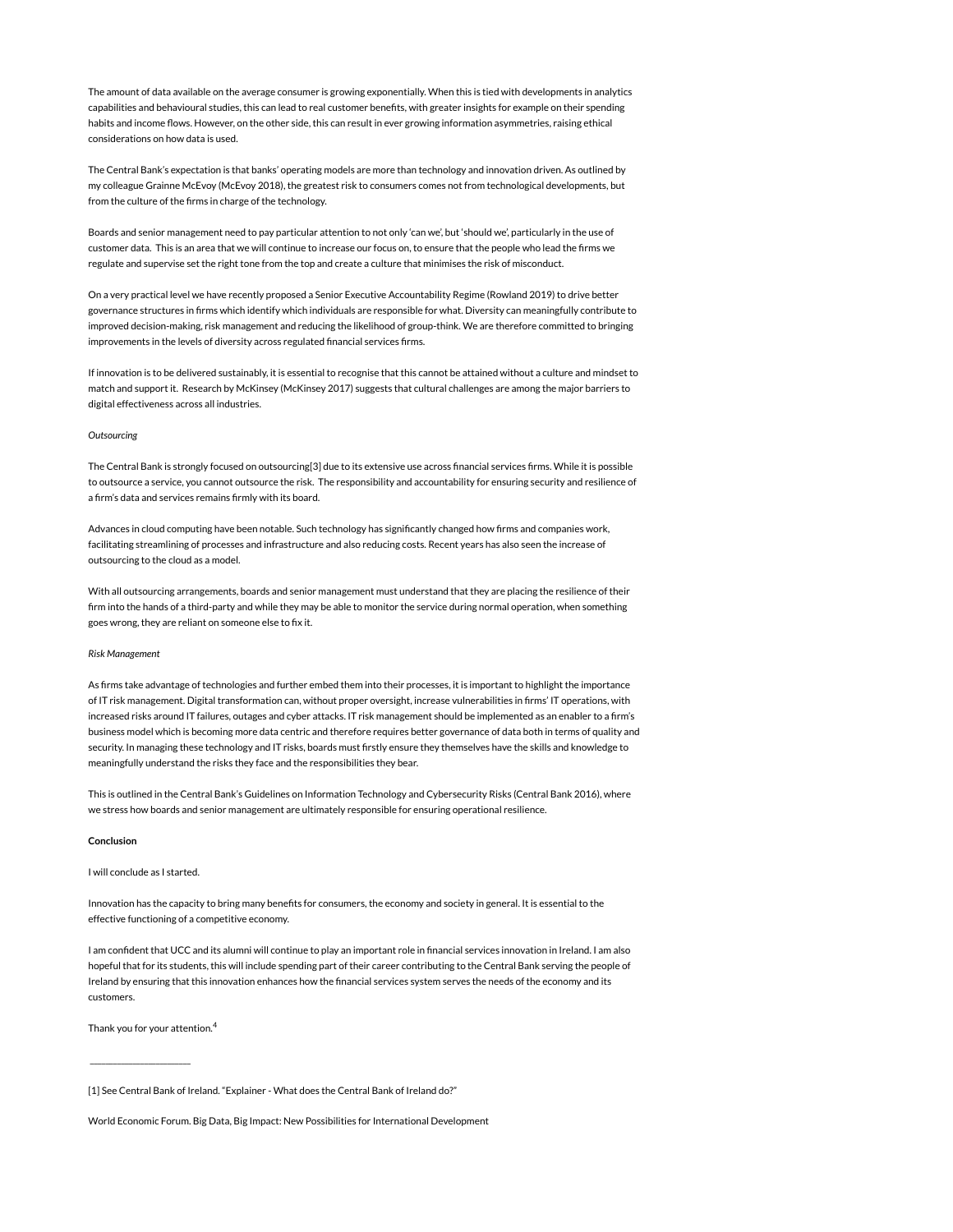The amount of data available on the average consumer is growing exponentially. When this is tied with developments in analytics capabilities and behavioural studies, this can lead to real customer benefits, with greater insights for example on their spending habits and income flows. However, on the other side, this can result in ever growing information asymmetries, raising ethical considerations on how data is used.

The Central Bank's expectation is that banks' operating models are more than technology and innovation driven. As outlined by my colleague Grainne McEvoy (McEvoy 2018), the greatest risk to consumers comes not from technological developments, but from the culture of the firms in charge of the technology.

Boards and senior management need to pay particular attention to not only 'can we', but 'should we', particularly in the use of customer data. This is an area that we will continue to increase our focus on, to ensure that the people who lead the firms we regulate and supervise set the right tone from the top and create a culture that minimises the risk of misconduct.

On a very practical level we have recently proposed a Senior Executive Accountability Regime (Rowland 2019) to drive better governance structures in firms which identify which individuals are responsible for what. Diversity can meaningfully contribute to improved decision-making, risk management and reducing the likelihood of group-think. We are therefore committed to bringing improvements in the levels of diversity across regulated financial services firms.

If innovation is to be delivered sustainably, it is essential to recognise that this cannot be attained without a culture and mindset to match and support it. Research by McKinsey (McKinsey 2017) suggests that cultural challenges are among the major barriers to digital effectiveness across all industries.

*Outsourcing*

The Central Bank is strongly focused on outsourcing[3] due to its extensive use across financial services firms. While it is possible to outsource a service, you cannot outsource the risk. The responsibility and accountability for ensuring security and resilience of a firm's data and services remains firmly with its board.

Advances in cloud computing have been notable. Such technology has significantly changed how firms and companies work, facilitating streamlining of processes and infrastructure and also reducing costs. Recent years has also seen the increase of outsourcing to the cloud as a model.

With all outsourcing arrangements, boards and senior management must understand that they are placing the resilience of their firm into the hands of a third-party and while they may be able to monitor the service during normal operation, when something goes wrong, they are reliant on someone else to fix it.

*Risk Management*

As firms take advantage of technologies and further embed them into their processes, it is important to highlight the importance of IT risk management. Digital transformation can, without proper oversight, increase vulnerabilities in firms' IT operations, with increased risks around IT failures, outages and cyber attacks. IT risk management should be implemented as an enabler to a firm's business model which is becoming more data centric and therefore requires better governance of data both in terms of quality and security. In managing these technology and IT risks, boards must firstly ensure they themselves have the skills and knowledge to meaningfully understand the risks they face and the responsibilities they bear.

This is outlined in the Central Bank's Guidelines on Information Technology and Cybersecurity Risks (Central Bank 2016), where we stress how boards and senior management are ultimately responsible for ensuring operational resilience.

**Conclusion**

I will conclude as I started.

Innovation has the capacity to bring many benefits for consumers, the economy and society in general. It is essential to the effective functioning of a competitive economy.

I am confident that UCC and its alumni will continue to play an important role in financial services innovation in Ireland. I am also hopeful that for its students, this will include spending part of their career contributing to the Central Bank serving the people of Ireland by ensuring that this innovation enhances how the financial services system serves the needs of the economy and its customers.

Thank you for your attention.[4]

---

[1] See Central Bank of Ireland. "Explainer - What does the Central Bank of Ireland do?"

World Economic Forum. Big Data, Big Impact: New Possibilities for International Development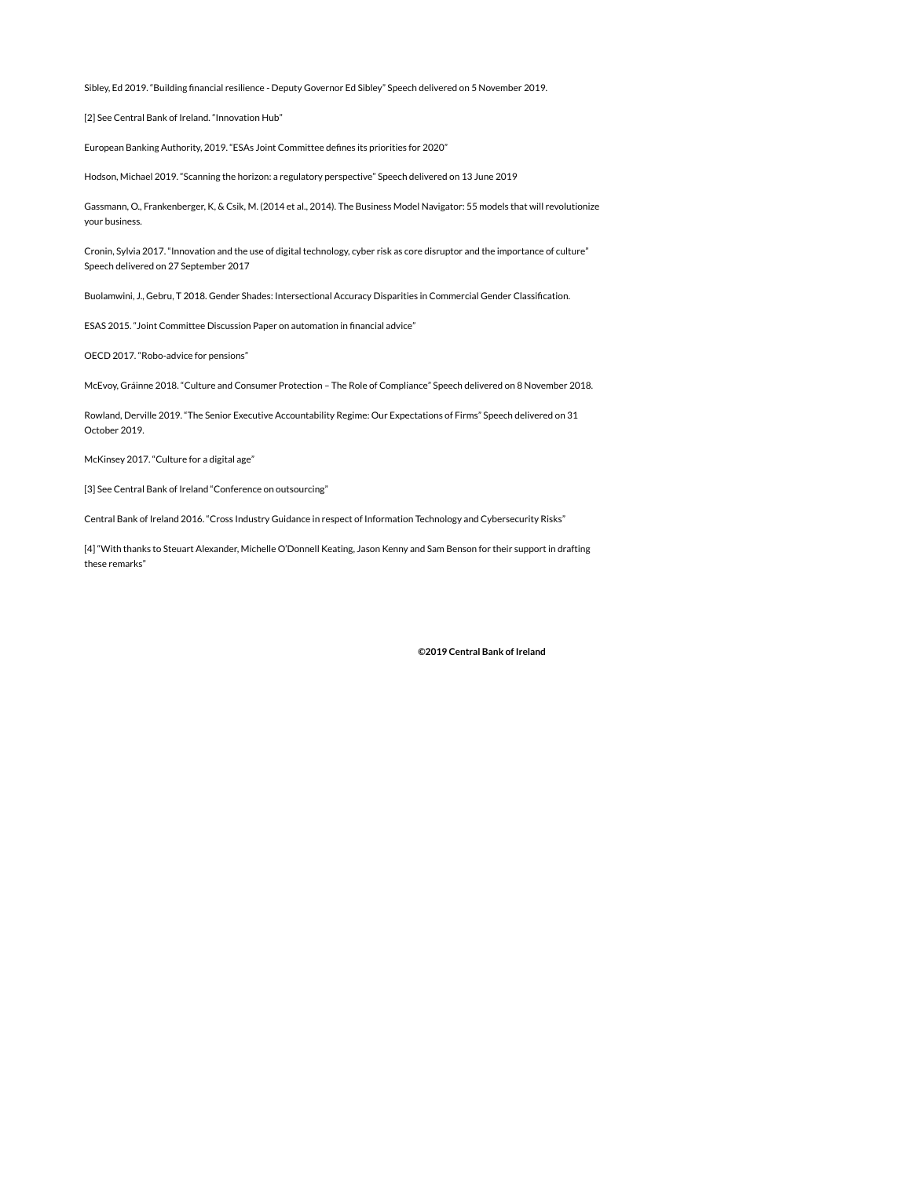Sibley, Ed 2019. "Building financial resilience - Deputy Governor Ed Sibley" Speech delivered on 5 November 2019.

[2] See Central Bank of Ireland. "Innovation Hub"

European Banking Authority, 2019. "ESAs Joint Committee defines its priorities for 2020"

Hodson, Michael 2019. "Scanning the horizon: a regulatory perspective" Speech delivered on 13 June 2019

Gassmann, O., Frankenberger, K, & Csik, M. (2014 et al., 2014). The Business Model Navigator: 55 models that will revolutionize your business.

Cronin, Sylvia 2017. "Innovation and the use of digital technology, cyber risk as core disruptor and the importance of culture" Speech delivered on 27 September 2017

Buolamwini, J., Gebru, T 2018. Gender Shades: Intersectional Accuracy Disparities in Commercial Gender Classification.

ESAS 2015. "Joint Committee Discussion Paper on automation in financial advice"

OECD 2017. "Robo-advice for pensions"

McEvoy, Gráinne 2018. "Culture and Consumer Protection – The Role of Compliance" Speech delivered on 8 November 2018.

Rowland, Derville 2019. "The Senior Executive Accountability Regime: Our Expectations of Firms" Speech delivered on 31 October 2019.

McKinsey 2017. "Culture for a digital age"

[3] See Central Bank of Ireland "Conference on outsourcing"

Central Bank of Ireland 2016. "Cross Industry Guidance in respect of Information Technology and Cybersecurity Risks"

[4] "With thanks to Steuart Alexander, Michelle O'Donnell Keating, Jason Kenny and Sam Benson for their support in drafting these remarks"

**©2019 Central Bank of Ireland**